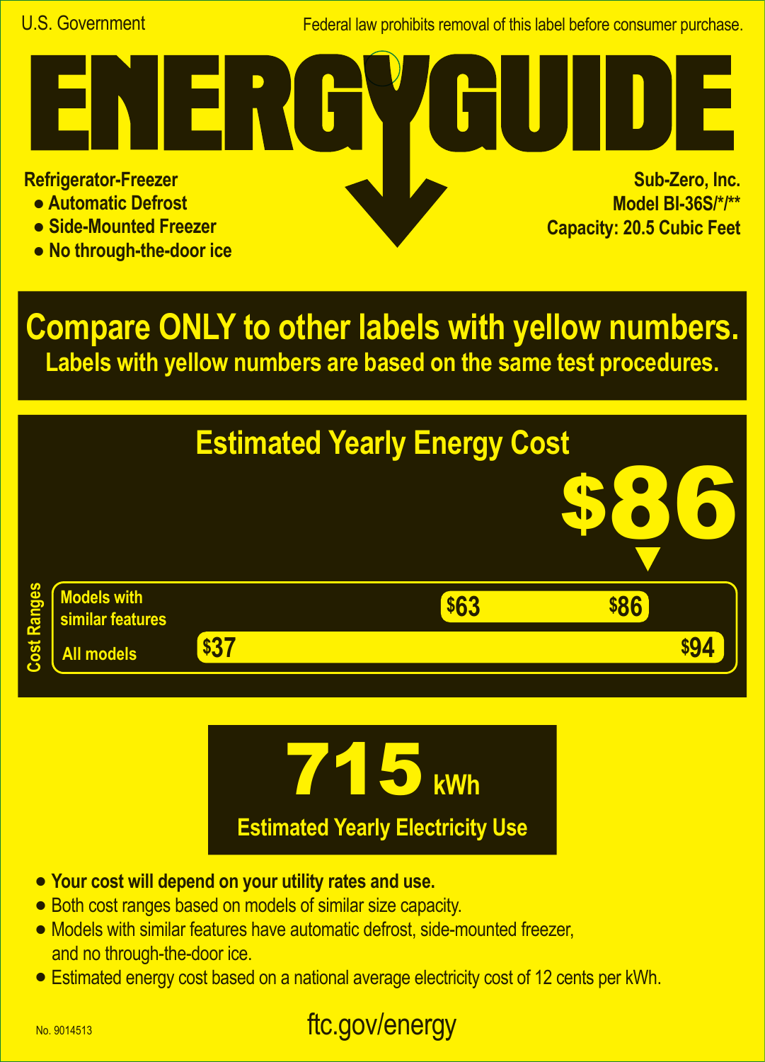U.S. Government

Federal law prohibits removal of this label before consumer purchase.

# ENERGYGUIDE

**Refrigerator-Freezer**

- **Automatic Defrost**
- **Side-Mounted Freezer**
- **No through-the-door ice**

**Sub-Zero, Inc.**
**Model BI-36S/*/\*\***
**Capacity: 20.5 Cubic Feet**

## Compare ONLY to other labels with yellow numbers.

**Labels with yellow numbers are based on the same test procedures.**

## Estimated Yearly Energy Cost

# $86

**Cost Ranges**

| | Low | High |
|---|---|---|
| Models with similar features | $63 | $86 |
| All models | $37 | $94 |

# 715 kWh

**Estimated Yearly Electricity Use**

- **Your cost will depend on your utility rates and use.**
- Both cost ranges based on models of similar size capacity.
- Models with similar features have automatic defrost, side-mounted freezer, and no through-the-door ice.
- Estimated energy cost based on a national average electricity cost of 12 cents per kWh.

No. 9014513

ftc.gov/energy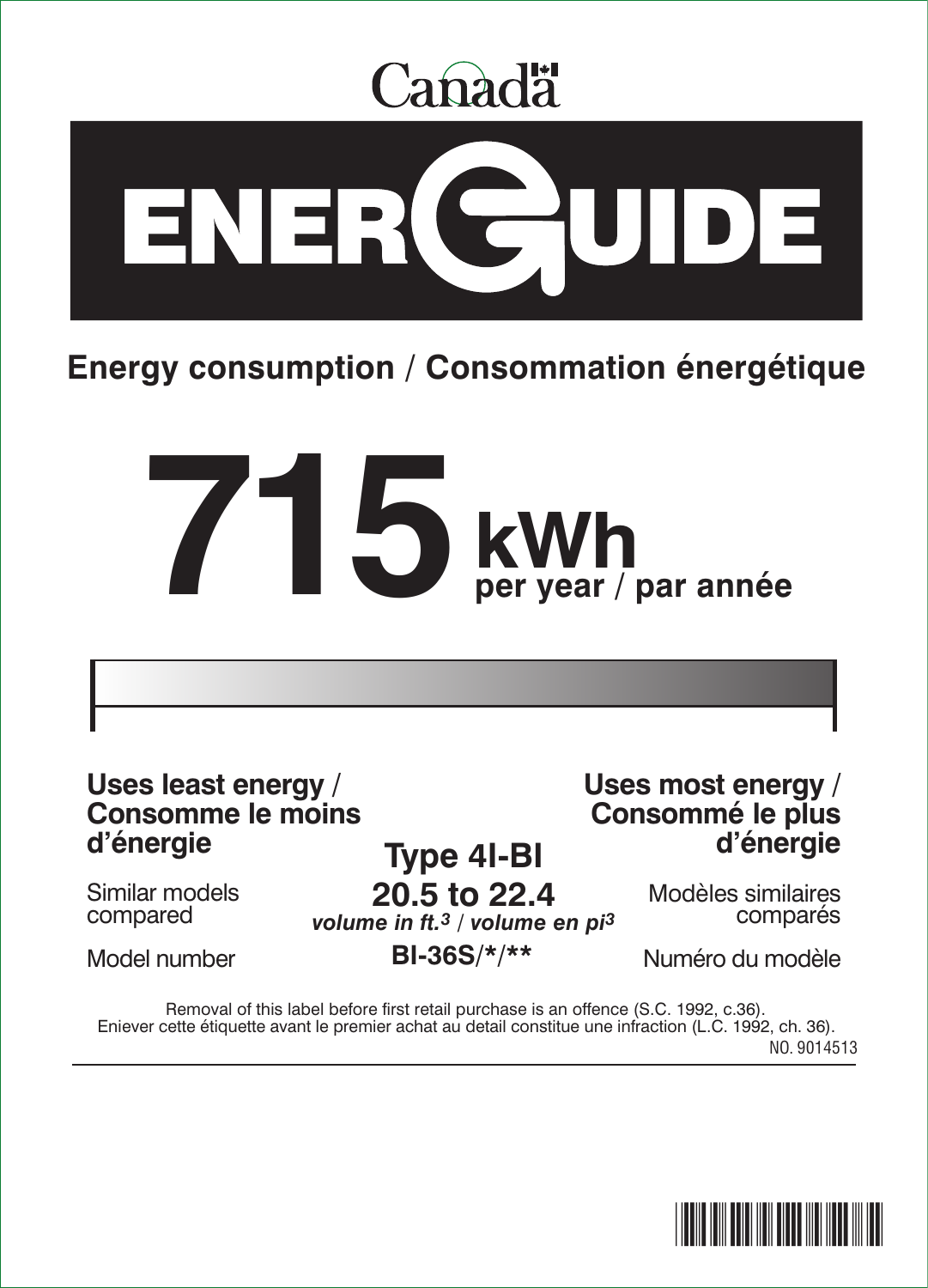Canadä

# ENERGUIDE

## Energy consumption / Consommation énergétique

# 715 kWh

**per year / par année**

**Uses least energy / Consomme le moins d'énergie**

**Uses most energy / Consommé le plus d'énergie**

**Type 4I-BI**

Similar models compared

**20.5 to 22.4**

***volume in ft.$^3$ / volume en pi$^3$***

Modèles similaires comparés

Model number

**BI-36S/*/****

Numéro du modèle

Removal of this label before first retail purchase is an offence (S.C. 1992, c.36).
Enlever cette étiquette avant le premier achat au detail constitue une infraction (L.C. 1992, ch. 36).

NO. 9014513